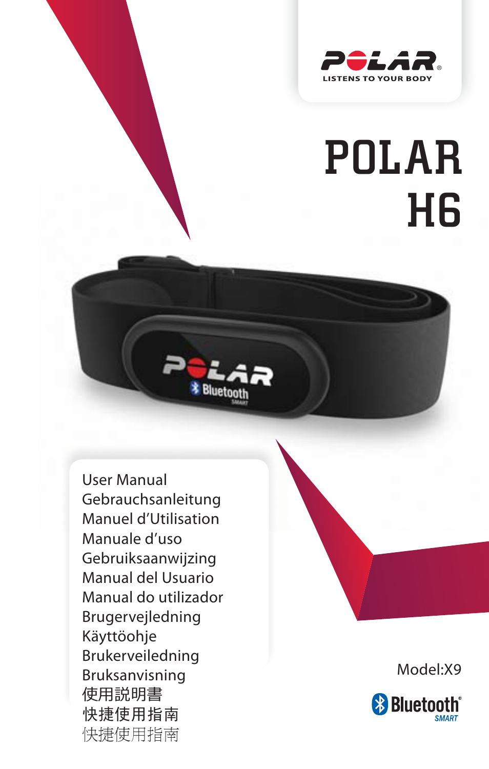POLAR

LISTENS TO YOUR BODY

# POLAR H6

User Manual
Gebrauchsanleitung
Manuel d'Utilisation
Manuale d'uso
Gebruiksaanwijzing
Manual del Usuario
Manual do utilizador
Brugervejledning
Käyttöohje
Brukerveiledning
Bruksanvisning
使用説明書
快捷使用指南
快捷使用指南

Model:X9

Bluetooth® SMART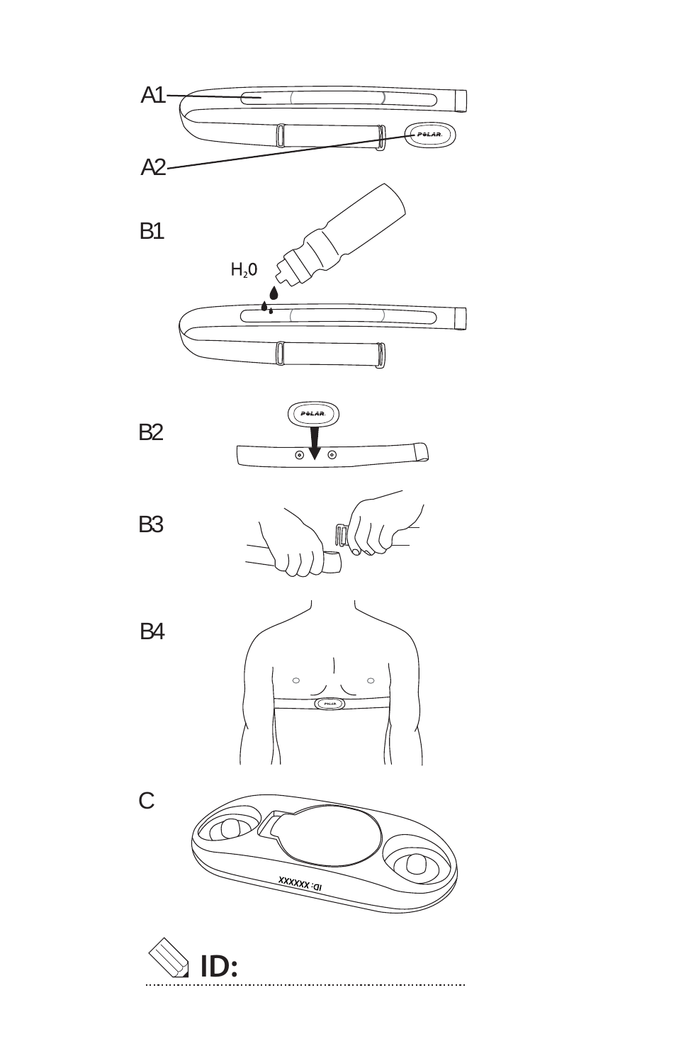A1

A2

B1

$H_2O$

B2

B3

B4

C

XXXXXX :ID

ID: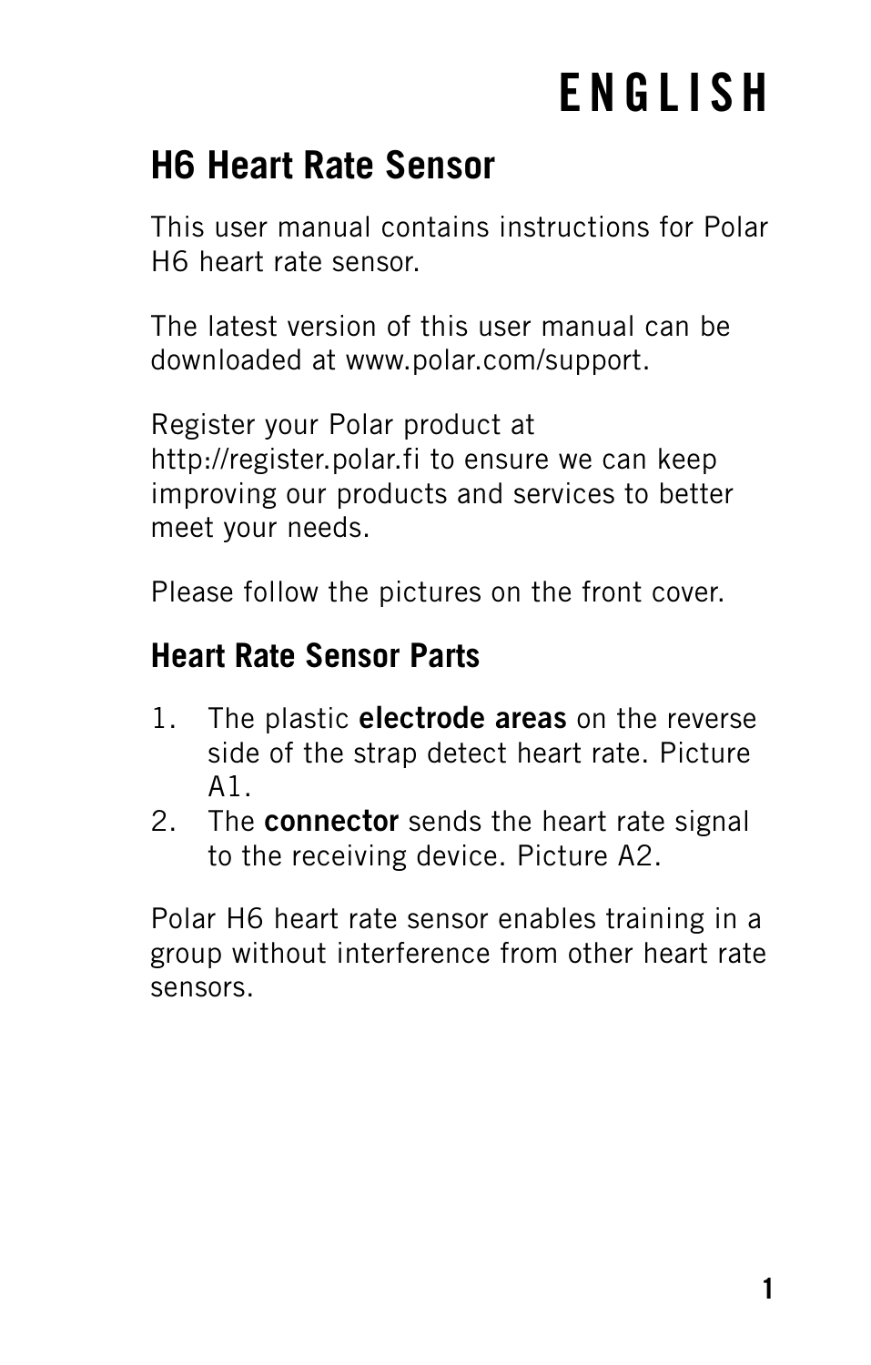# ENGLISH

## H6 Heart Rate Sensor

This user manual contains instructions for Polar H6 heart rate sensor.

The latest version of this user manual can be downloaded at www.polar.com/support.

Register your Polar product at http://register.polar.fi to ensure we can keep improving our products and services to better meet your needs.

Please follow the pictures on the front cover.

### Heart Rate Sensor Parts

1. The plastic **electrode areas** on the reverse side of the strap detect heart rate. Picture A1.
2. The **connector** sends the heart rate signal to the receiving device. Picture A2.

Polar H6 heart rate sensor enables training in a group without interference from other heart rate sensors.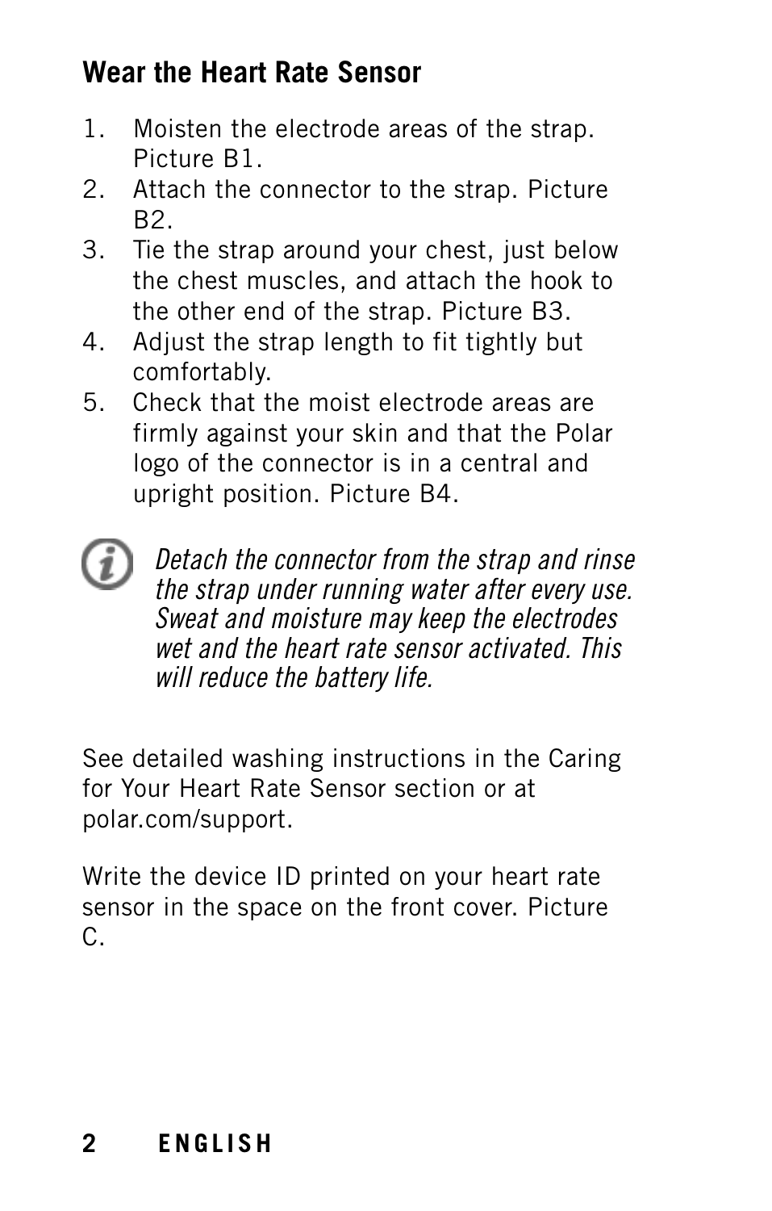## Wear the Heart Rate Sensor

1. Moisten the electrode areas of the strap. Picture B1.
2. Attach the connector to the strap. Picture B2.
3. Tie the strap around your chest, just below the chest muscles, and attach the hook to the other end of the strap. Picture B3.
4. Adjust the strap length to fit tightly but comfortably.
5. Check that the moist electrode areas are firmly against your skin and that the Polar logo of the connector is in a central and upright position. Picture B4.

*Detach the connector from the strap and rinse the strap under running water after every use. Sweat and moisture may keep the electrodes wet and the heart rate sensor activated. This will reduce the battery life.*

See detailed washing instructions in the Caring for Your Heart Rate Sensor section or at polar.com/support.

Write the device ID printed on your heart rate sensor in the space on the front cover. Picture C.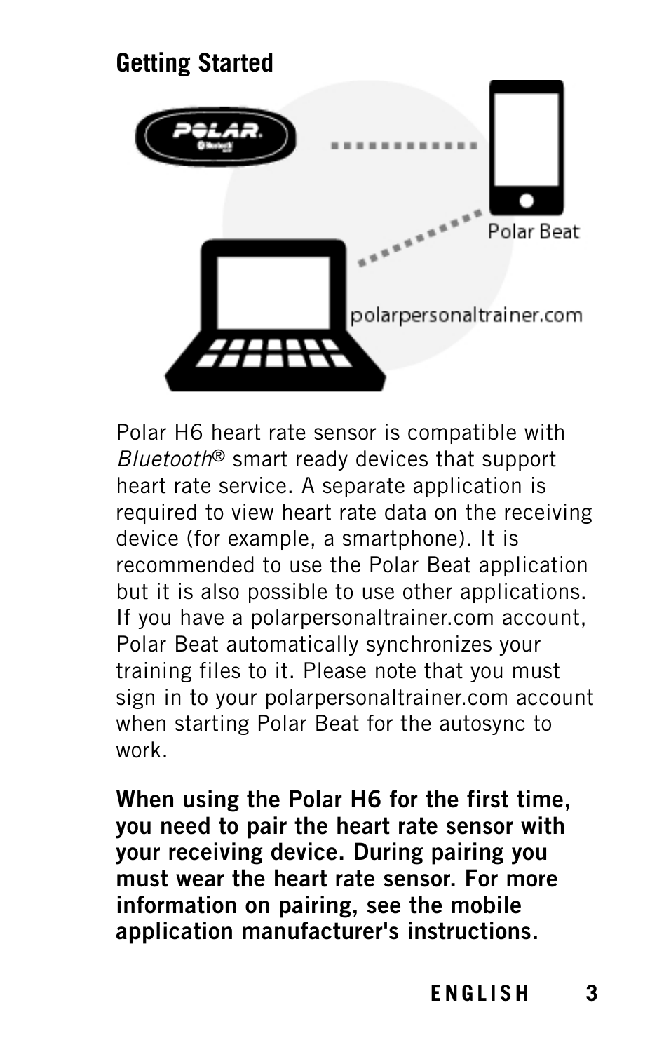## Getting Started

Polar H6 heart rate sensor is compatible with *Bluetooth*® smart ready devices that support heart rate service. A separate application is required to view heart rate data on the receiving device (for example, a smartphone). It is recommended to use the Polar Beat application but it is also possible to use other applications. If you have a polarpersonaltrainer.com account, Polar Beat automatically synchronizes your training files to it. Please note that you must sign in to your polarpersonaltrainer.com account when starting Polar Beat for the autosync to work.

**When using the Polar H6 for the first time, you need to pair the heart rate sensor with your receiving device. During pairing you must wear the heart rate sensor. For more information on pairing, see the mobile application manufacturer's instructions.**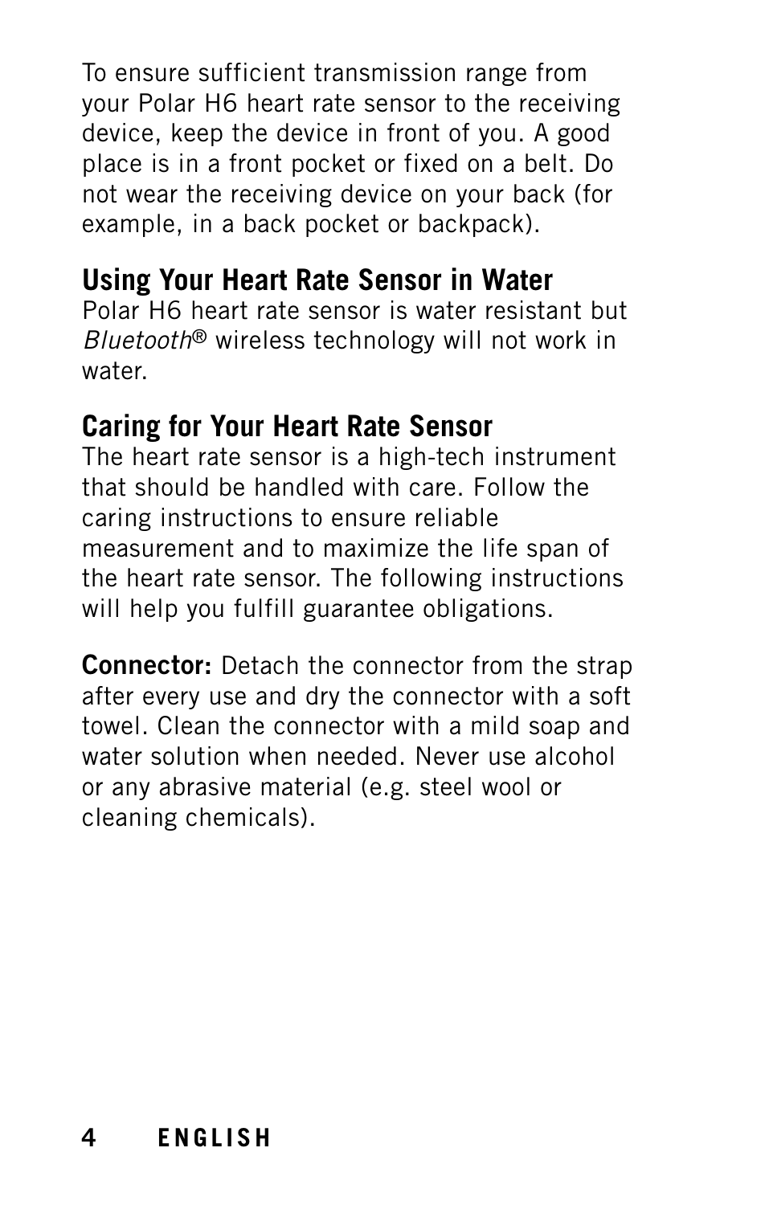To ensure sufficient transmission range from your Polar H6 heart rate sensor to the receiving device, keep the device in front of you. A good place is in a front pocket or fixed on a belt. Do not wear the receiving device on your back (for example, in a back pocket or backpack).

## Using Your Heart Rate Sensor in Water

Polar H6 heart rate sensor is water resistant but *Bluetooth*® wireless technology will not work in water.

## Caring for Your Heart Rate Sensor

The heart rate sensor is a high-tech instrument that should be handled with care. Follow the caring instructions to ensure reliable measurement and to maximize the life span of the heart rate sensor. The following instructions will help you fulfill guarantee obligations.

**Connector:** Detach the connector from the strap after every use and dry the connector with a soft towel. Clean the connector with a mild soap and water solution when needed. Never use alcohol or any abrasive material (e.g. steel wool or cleaning chemicals).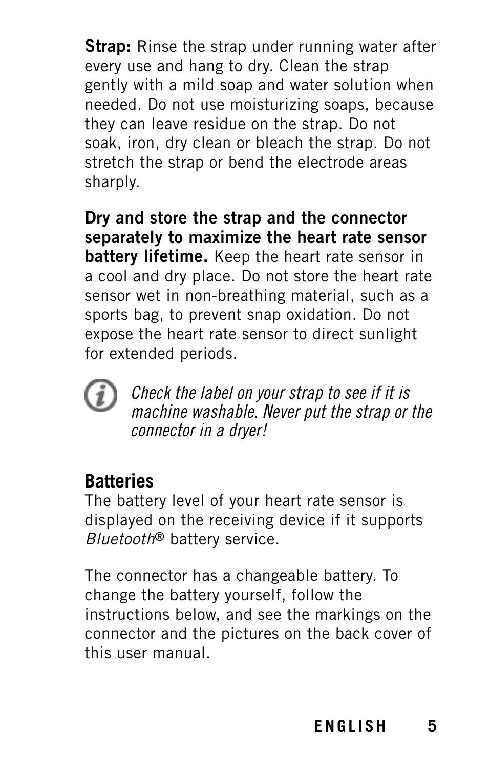**Strap:** Rinse the strap under running water after every use and hang to dry. Clean the strap gently with a mild soap and water solution when needed. Do not use moisturizing soaps, because they can leave residue on the strap. Do not soak, iron, dry clean or bleach the strap. Do not stretch the strap or bend the electrode areas sharply.

**Dry and store the strap and the connector separately to maximize the heart rate sensor battery lifetime.** Keep the heart rate sensor in a cool and dry place. Do not store the heart rate sensor wet in non-breathing material, such as a sports bag, to prevent snap oxidation. Do not expose the heart rate sensor to direct sunlight for extended periods.

*Check the label on your strap to see if it is machine washable. Never put the strap or the connector in a dryer!*

## Batteries

The battery level of your heart rate sensor is displayed on the receiving device if it supports *Bluetooth*® battery service.

The connector has a changeable battery. To change the battery yourself, follow the instructions below, and see the markings on the connector and the pictures on the back cover of this user manual.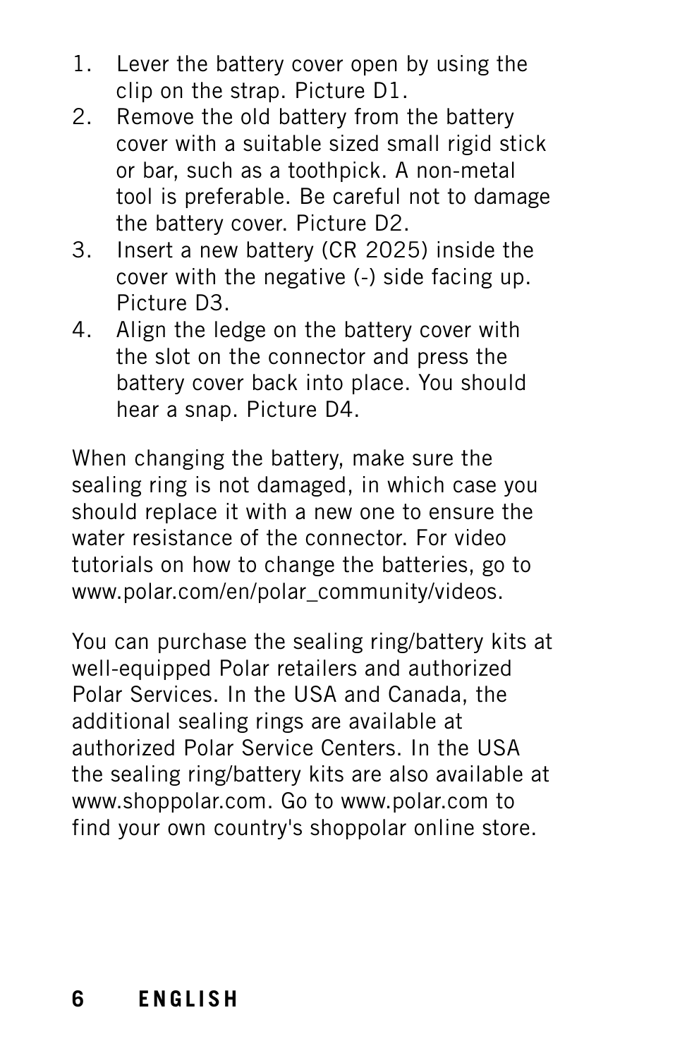1. Lever the battery cover open by using the clip on the strap. Picture D1.
2. Remove the old battery from the battery cover with a suitable sized small rigid stick or bar, such as a toothpick. A non-metal tool is preferable. Be careful not to damage the battery cover. Picture D2.
3. Insert a new battery (CR 2025) inside the cover with the negative (-) side facing up. Picture D3.
4. Align the ledge on the battery cover with the slot on the connector and press the battery cover back into place. You should hear a snap. Picture D4.

When changing the battery, make sure the sealing ring is not damaged, in which case you should replace it with a new one to ensure the water resistance of the connector. For video tutorials on how to change the batteries, go to www.polar.com/en/polar_community/videos.

You can purchase the sealing ring/battery kits at well-equipped Polar retailers and authorized Polar Services. In the USA and Canada, the additional sealing rings are available at authorized Polar Service Centers. In the USA the sealing ring/battery kits are also available at www.shoppolar.com. Go to www.polar.com to find your own country's shoppolar online store.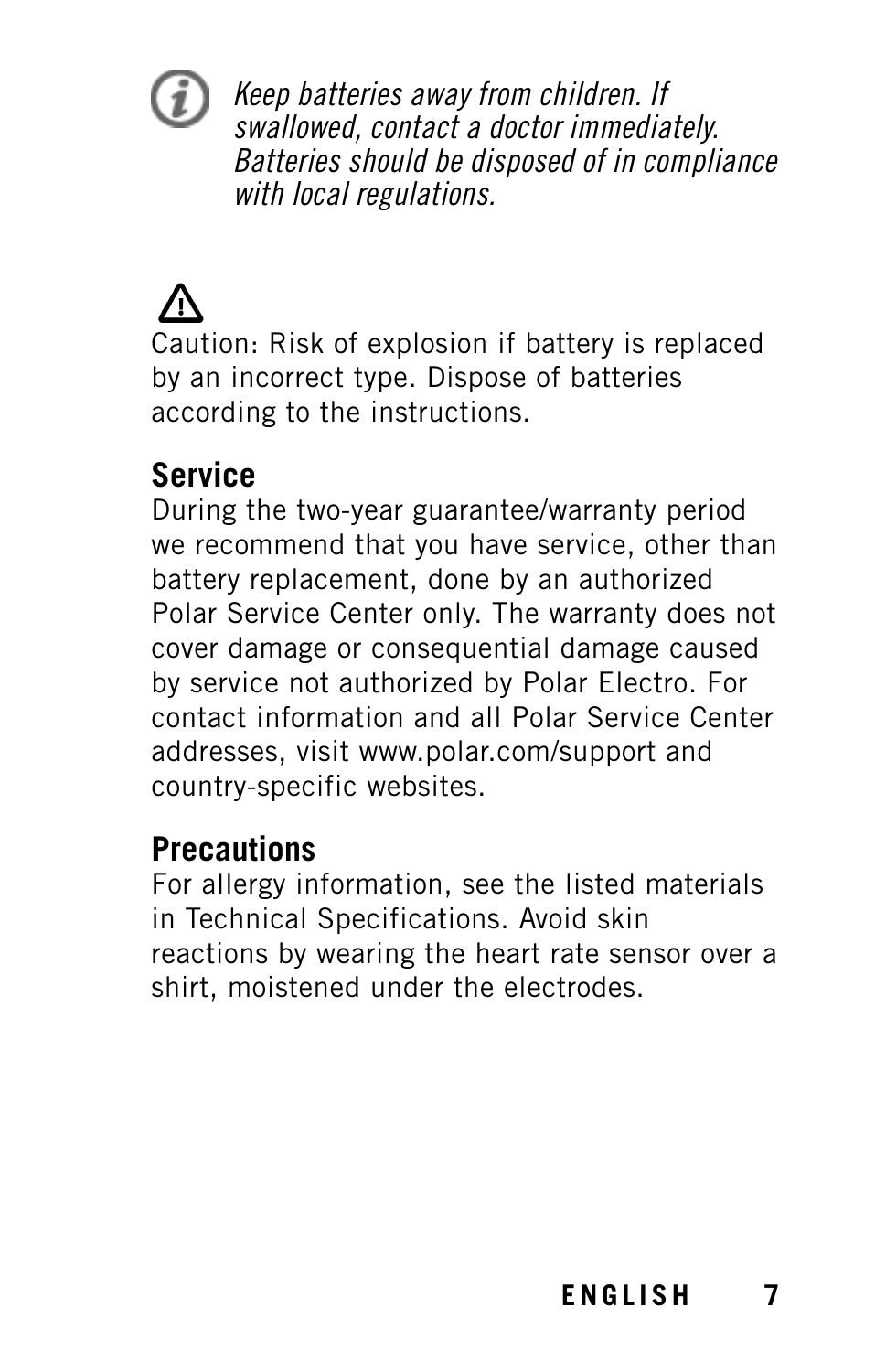*Keep batteries away from children. If swallowed, contact a doctor immediately. Batteries should be disposed of in compliance with local regulations.*

Caution: Risk of explosion if battery is replaced by an incorrect type. Dispose of batteries according to the instructions.

## Service

During the two-year guarantee/warranty period we recommend that you have service, other than battery replacement, done by an authorized Polar Service Center only. The warranty does not cover damage or consequential damage caused by service not authorized by Polar Electro. For contact information and all Polar Service Center addresses, visit www.polar.com/support and country-specific websites.

## Precautions

For allergy information, see the listed materials in Technical Specifications. Avoid skin reactions by wearing the heart rate sensor over a shirt, moistened under the electrodes.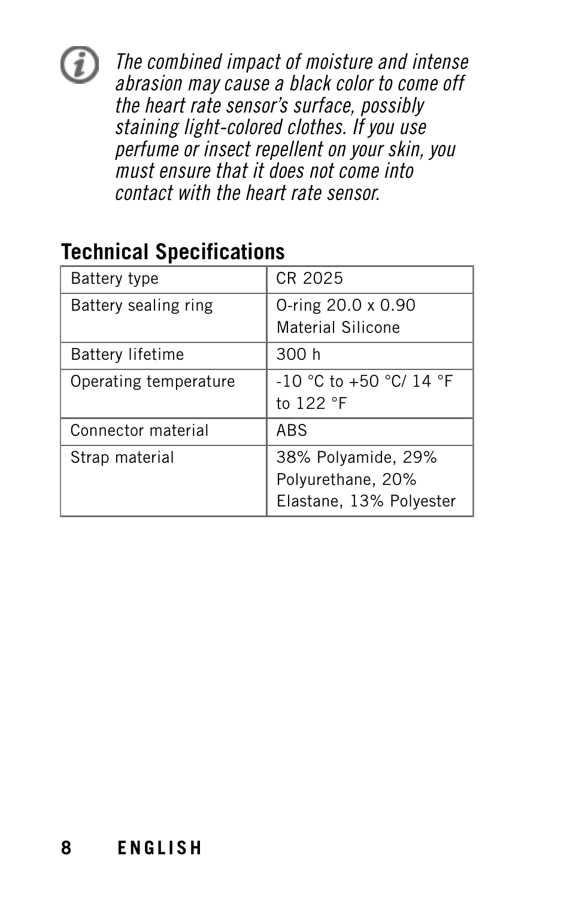*The combined impact of moisture and intense abrasion may cause a black color to come off the heart rate sensor's surface, possibly staining light-colored clothes. If you use perfume or insect repellent on your skin, you must ensure that it does not come into contact with the heart rate sensor.*

## Technical Specifications

| Battery type | CR 2025 |
|---|---|
| Battery sealing ring | O-ring 20.0 x 0.90 Material Silicone |
| Battery lifetime | 300 h |
| Operating temperature | -10 °C to +50 °C/ 14 °F to 122 °F |
| Connector material | ABS |
| Strap material | 38% Polyamide, 29% Polyurethane, 20% Elastane, 13% Polyester |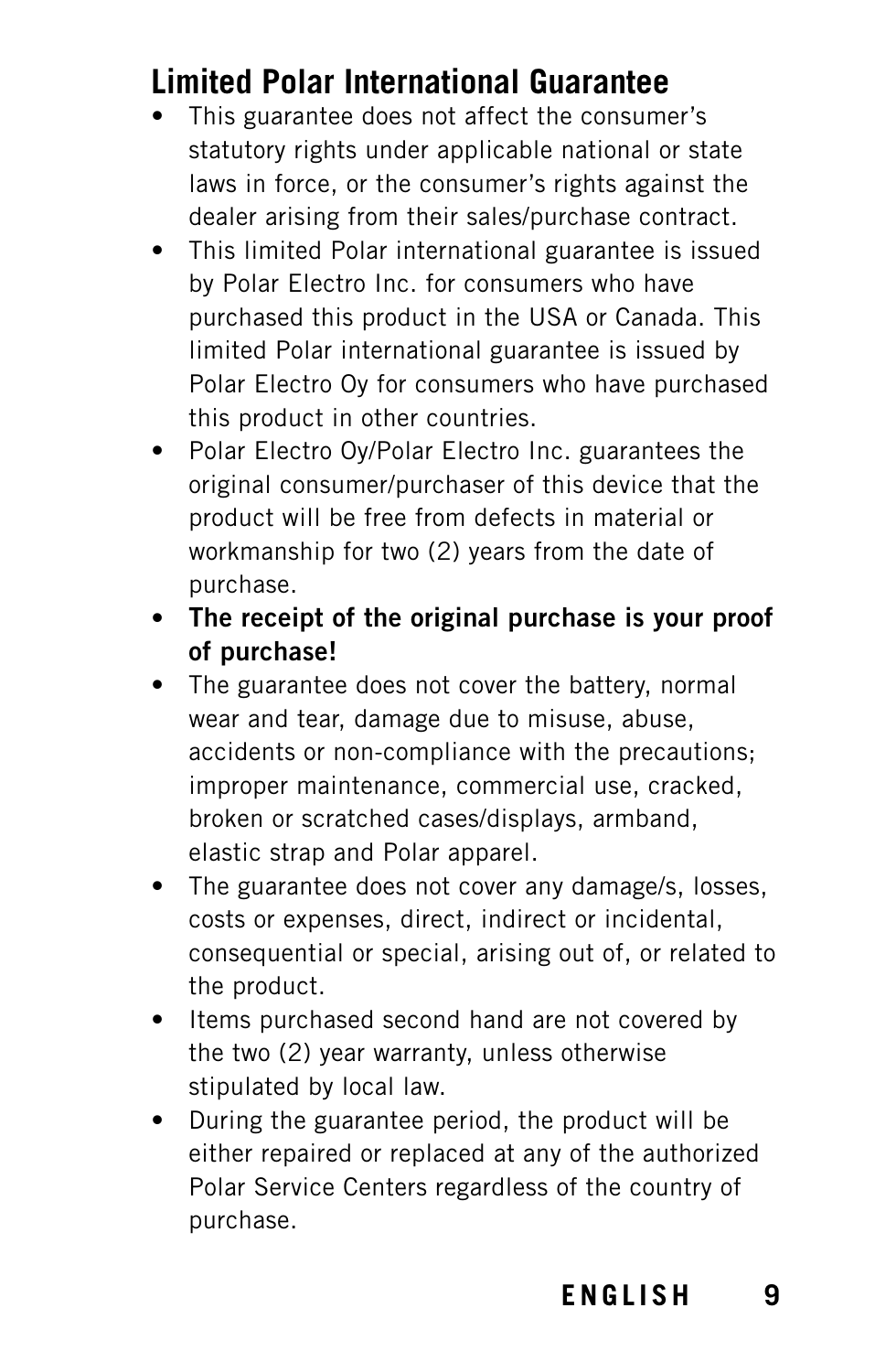## Limited Polar International Guarantee

- This guarantee does not affect the consumer's statutory rights under applicable national or state laws in force, or the consumer's rights against the dealer arising from their sales/purchase contract.
- This limited Polar international guarantee is issued by Polar Electro Inc. for consumers who have purchased this product in the USA or Canada. This limited Polar international guarantee is issued by Polar Electro Oy for consumers who have purchased this product in other countries.
- Polar Electro Oy/Polar Electro Inc. guarantees the original consumer/purchaser of this device that the product will be free from defects in material or workmanship for two (2) years from the date of purchase.
- **The receipt of the original purchase is your proof of purchase!**
- The guarantee does not cover the battery, normal wear and tear, damage due to misuse, abuse, accidents or non-compliance with the precautions; improper maintenance, commercial use, cracked, broken or scratched cases/displays, armband, elastic strap and Polar apparel.
- The guarantee does not cover any damage/s, losses, costs or expenses, direct, indirect or incidental, consequential or special, arising out of, or related to the product.
- Items purchased second hand are not covered by the two (2) year warranty, unless otherwise stipulated by local law.
- During the guarantee period, the product will be either repaired or replaced at any of the authorized Polar Service Centers regardless of the country of purchase.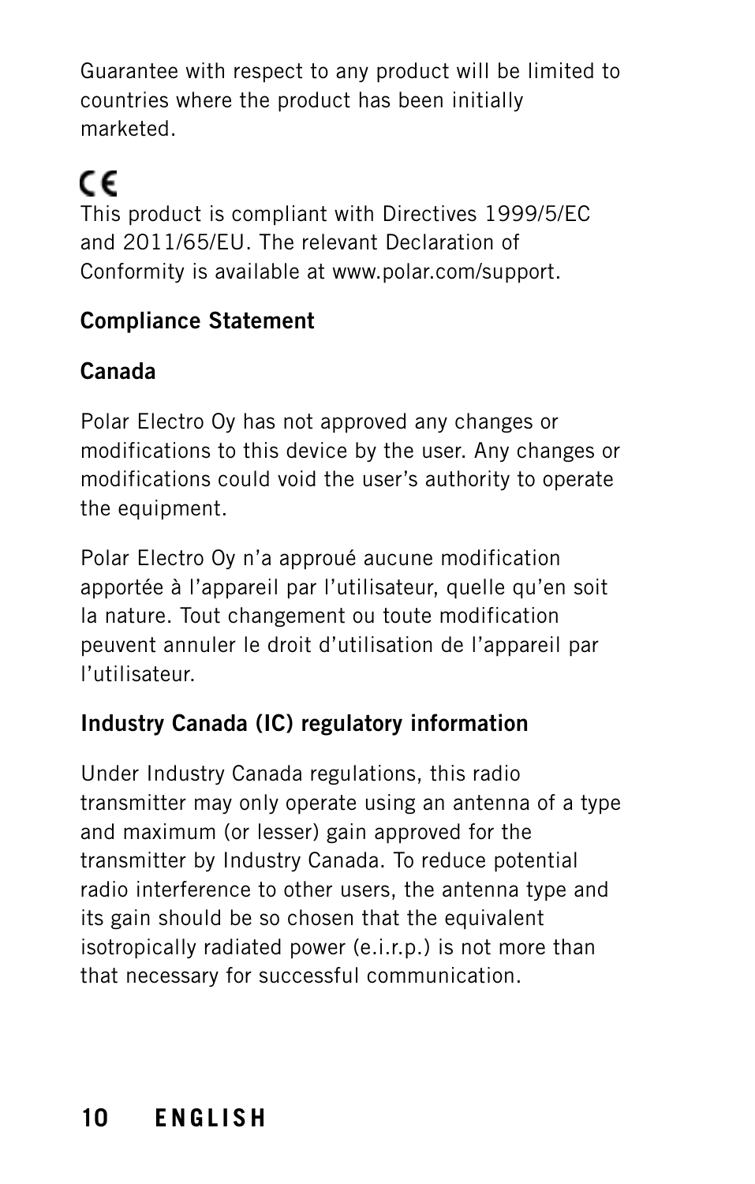Guarantee with respect to any product will be limited to countries where the product has been initially marketed.

CE

This product is compliant with Directives 1999/5/EC and 2011/65/EU. The relevant Declaration of Conformity is available at www.polar.com/support.

**Compliance Statement**

**Canada**

Polar Electro Oy has not approved any changes or modifications to this device by the user. Any changes or modifications could void the user's authority to operate the equipment.

Polar Electro Oy n'a approué aucune modification apportée à l'appareil par l'utilisateur, quelle qu'en soit la nature. Tout changement ou toute modification peuvent annuler le droit d'utilisation de l'appareil par l'utilisateur.

**Industry Canada (IC) regulatory information**

Under Industry Canada regulations, this radio transmitter may only operate using an antenna of a type and maximum (or lesser) gain approved for the transmitter by Industry Canada. To reduce potential radio interference to other users, the antenna type and its gain should be so chosen that the equivalent isotropically radiated power (e.i.r.p.) is not more than that necessary for successful communication.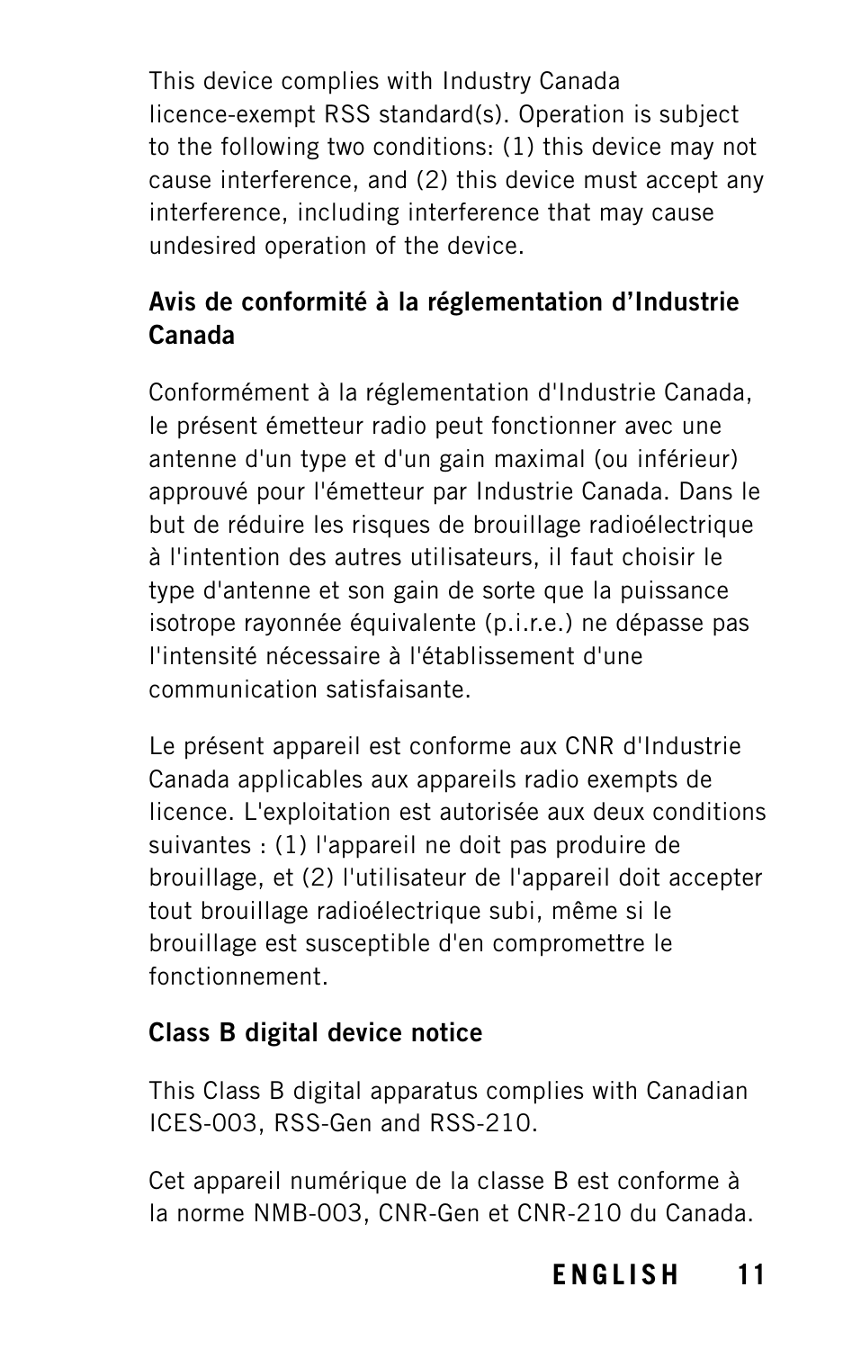This device complies with Industry Canada licence-exempt RSS standard(s). Operation is subject to the following two conditions: (1) this device may not cause interference, and (2) this device must accept any interference, including interference that may cause undesired operation of the device.

### Avis de conformité à la réglementation d'Industrie Canada

Conformément à la réglementation d'Industrie Canada, le présent émetteur radio peut fonctionner avec une antenne d'un type et d'un gain maximal (ou inférieur) approuvé pour l'émetteur par Industrie Canada. Dans le but de réduire les risques de brouillage radioélectrique à l'intention des autres utilisateurs, il faut choisir le type d'antenne et son gain de sorte que la puissance isotrope rayonnée équivalente (p.i.r.e.) ne dépasse pas l'intensité nécessaire à l'établissement d'une communication satisfaisante.

Le présent appareil est conforme aux CNR d'Industrie Canada applicables aux appareils radio exempts de licence. L'exploitation est autorisée aux deux conditions suivantes : (1) l'appareil ne doit pas produire de brouillage, et (2) l'utilisateur de l'appareil doit accepter tout brouillage radioélectrique subi, même si le brouillage est susceptible d'en compromettre le fonctionnement.

### Class B digital device notice

This Class B digital apparatus complies with Canadian ICES-003, RSS-Gen and RSS-210.

Cet appareil numérique de la classe B est conforme à la norme NMB-003, CNR-Gen et CNR-210 du Canada.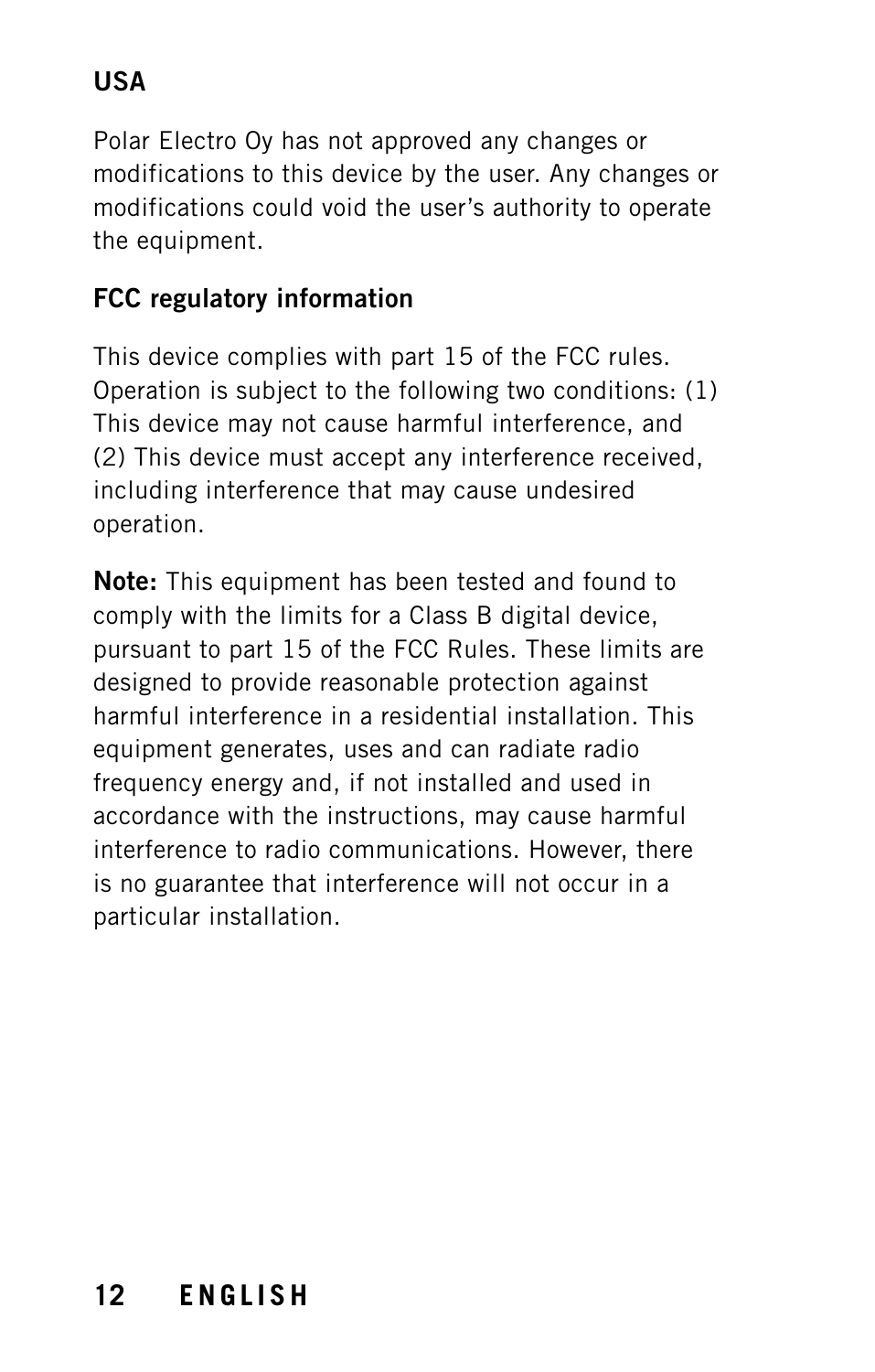**USA**

Polar Electro Oy has not approved any changes or modifications to this device by the user. Any changes or modifications could void the user's authority to operate the equipment.

**FCC regulatory information**

This device complies with part 15 of the FCC rules. Operation is subject to the following two conditions: (1) This device may not cause harmful interference, and (2) This device must accept any interference received, including interference that may cause undesired operation.

**Note:** This equipment has been tested and found to comply with the limits for a Class B digital device, pursuant to part 15 of the FCC Rules. These limits are designed to provide reasonable protection against harmful interference in a residential installation. This equipment generates, uses and can radiate radio frequency energy and, if not installed and used in accordance with the instructions, may cause harmful interference to radio communications. However, there is no guarantee that interference will not occur in a particular installation.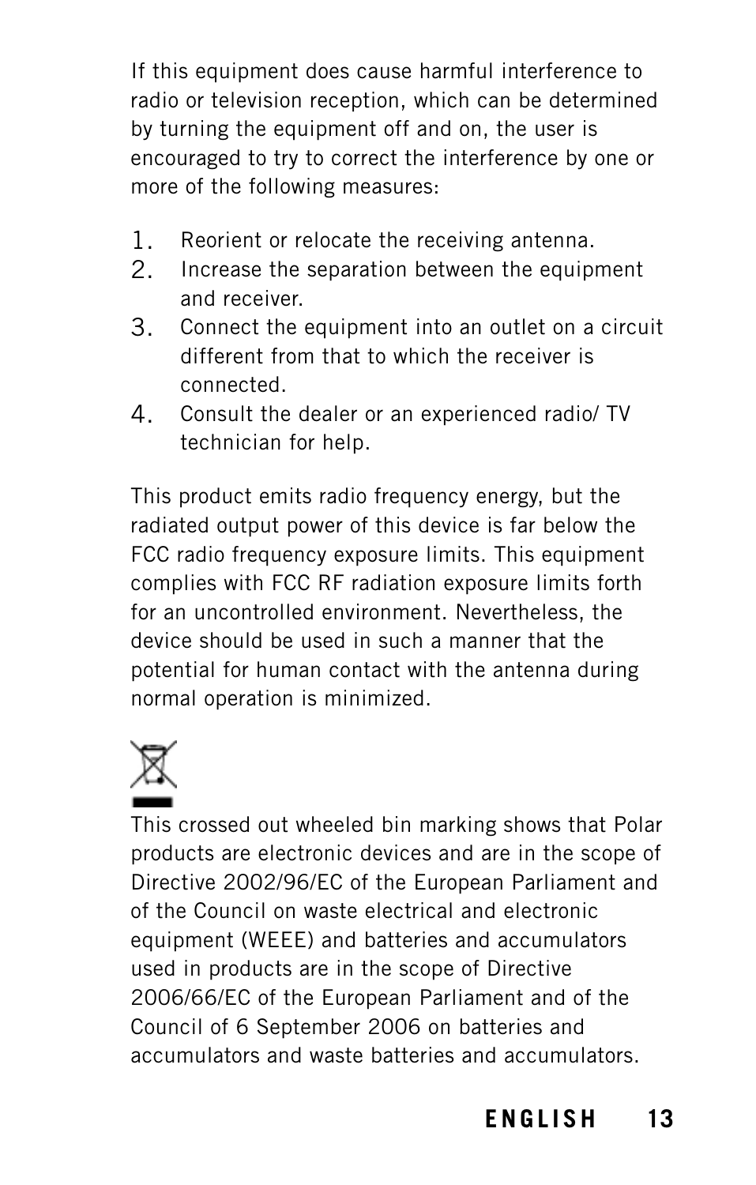If this equipment does cause harmful interference to radio or television reception, which can be determined by turning the equipment off and on, the user is encouraged to try to correct the interference by one or more of the following measures:

1. Reorient or relocate the receiving antenna.
2. Increase the separation between the equipment and receiver.
3. Connect the equipment into an outlet on a circuit different from that to which the receiver is connected.
4. Consult the dealer or an experienced radio/ TV technician for help.

This product emits radio frequency energy, but the radiated output power of this device is far below the FCC radio frequency exposure limits. This equipment complies with FCC RF radiation exposure limits forth for an uncontrolled environment. Nevertheless, the device should be used in such a manner that the potential for human contact with the antenna during normal operation is minimized.

This crossed out wheeled bin marking shows that Polar products are electronic devices and are in the scope of Directive 2002/96/EC of the European Parliament and of the Council on waste electrical and electronic equipment (WEEE) and batteries and accumulators used in products are in the scope of Directive 2006/66/EC of the European Parliament and of the Council of 6 September 2006 on batteries and accumulators and waste batteries and accumulators.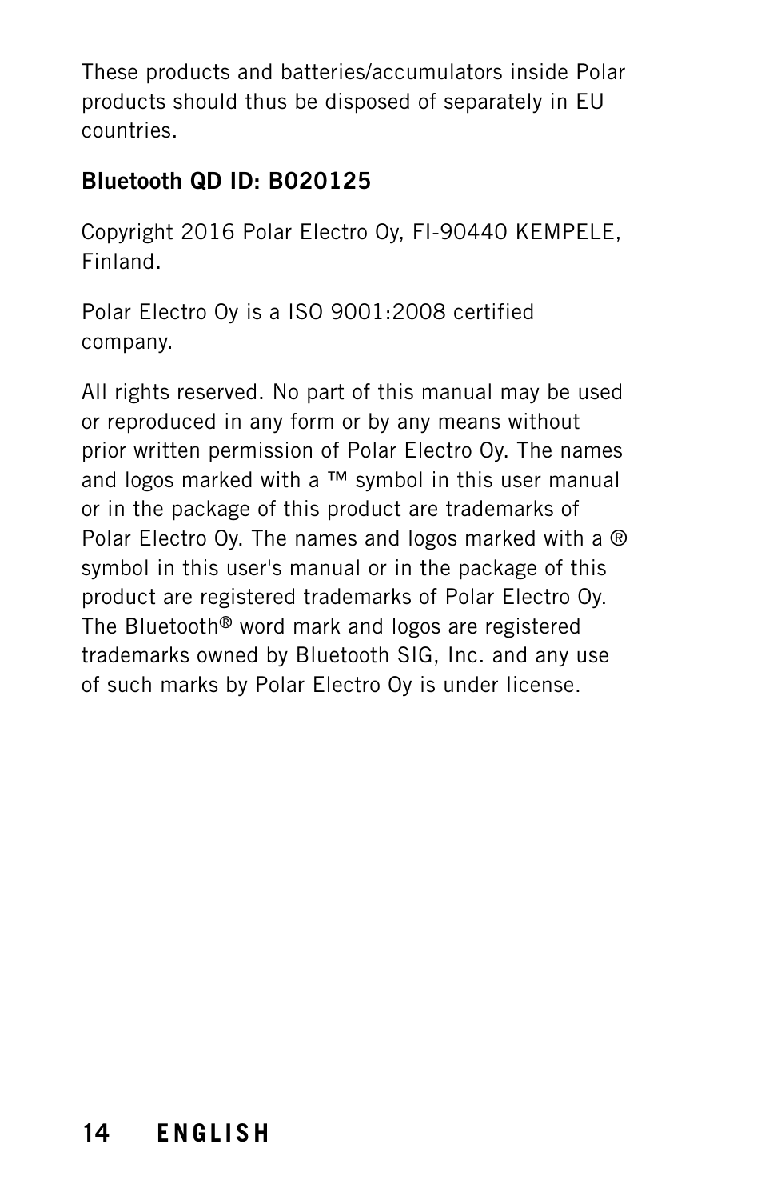These products and batteries/accumulators inside Polar products should thus be disposed of separately in EU countries.

**Bluetooth QD ID: B020125**

Copyright 2016 Polar Electro Oy, FI-90440 KEMPELE, Finland.

Polar Electro Oy is a ISO 9001:2008 certified company.

All rights reserved. No part of this manual may be used or reproduced in any form or by any means without prior written permission of Polar Electro Oy. The names and logos marked with a ™ symbol in this user manual or in the package of this product are trademarks of Polar Electro Oy. The names and logos marked with a ® symbol in this user's manual or in the package of this product are registered trademarks of Polar Electro Oy. The Bluetooth® word mark and logos are registered trademarks owned by Bluetooth SIG, Inc. and any use of such marks by Polar Electro Oy is under license.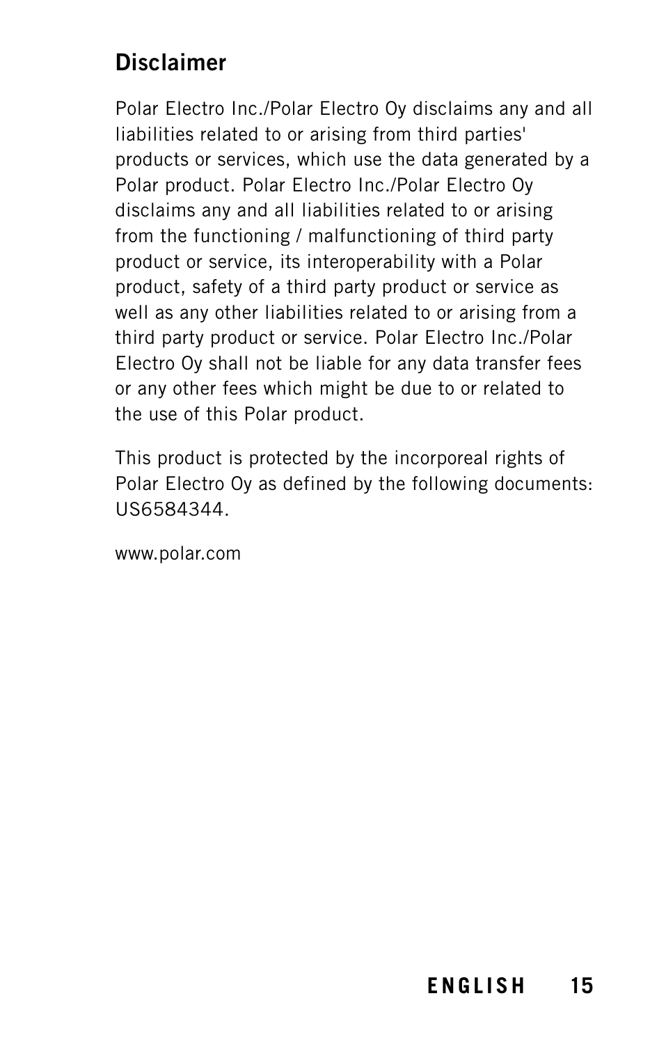## Disclaimer

Polar Electro Inc./Polar Electro Oy disclaims any and all liabilities related to or arising from third parties' products or services, which use the data generated by a Polar product. Polar Electro Inc./Polar Electro Oy disclaims any and all liabilities related to or arising from the functioning / malfunctioning of third party product or service, its interoperability with a Polar product, safety of a third party product or service as well as any other liabilities related to or arising from a third party product or service. Polar Electro Inc./Polar Electro Oy shall not be liable for any data transfer fees or any other fees which might be due to or related to the use of this Polar product.

This product is protected by the incorporeal rights of Polar Electro Oy as defined by the following documents: US6584344.

www.polar.com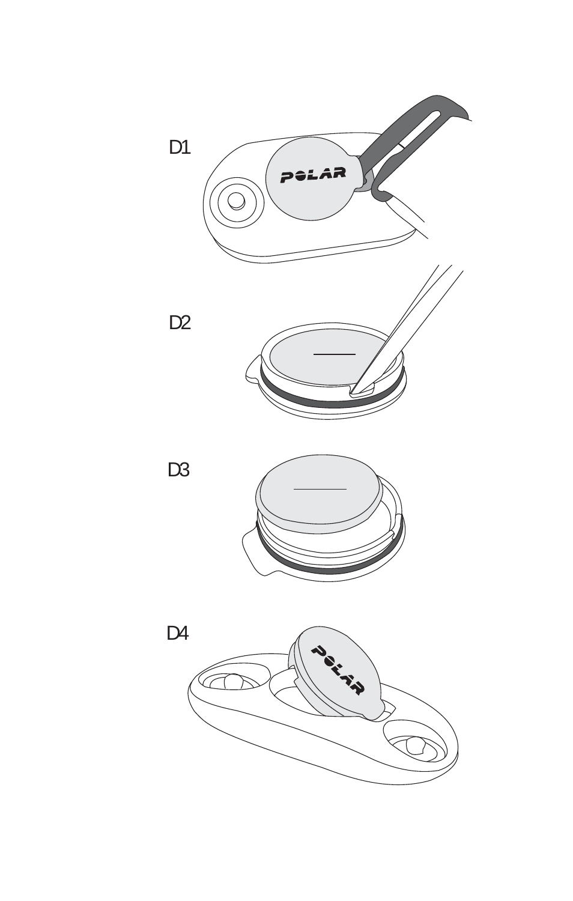D1

D2

D3

D4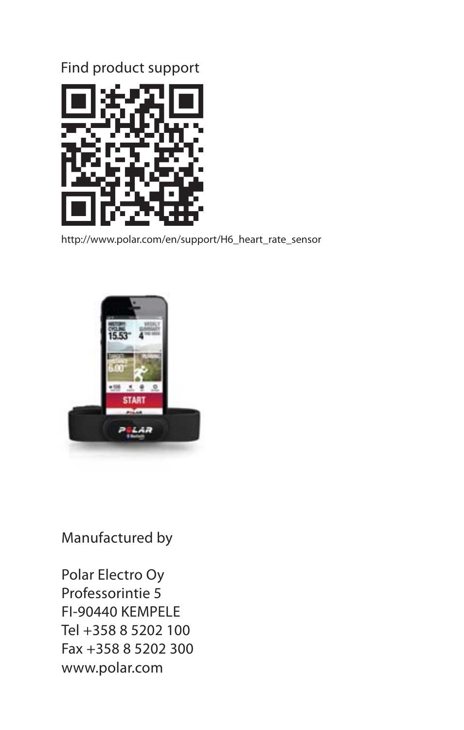Find product support

http://www.polar.com/en/support/H6_heart_rate_sensor

Manufactured by

Polar Electro Oy
Professorintie 5
FI-90440 KEMPELE
Tel +358 8 5202 100
Fax +358 8 5202 300
www.polar.com